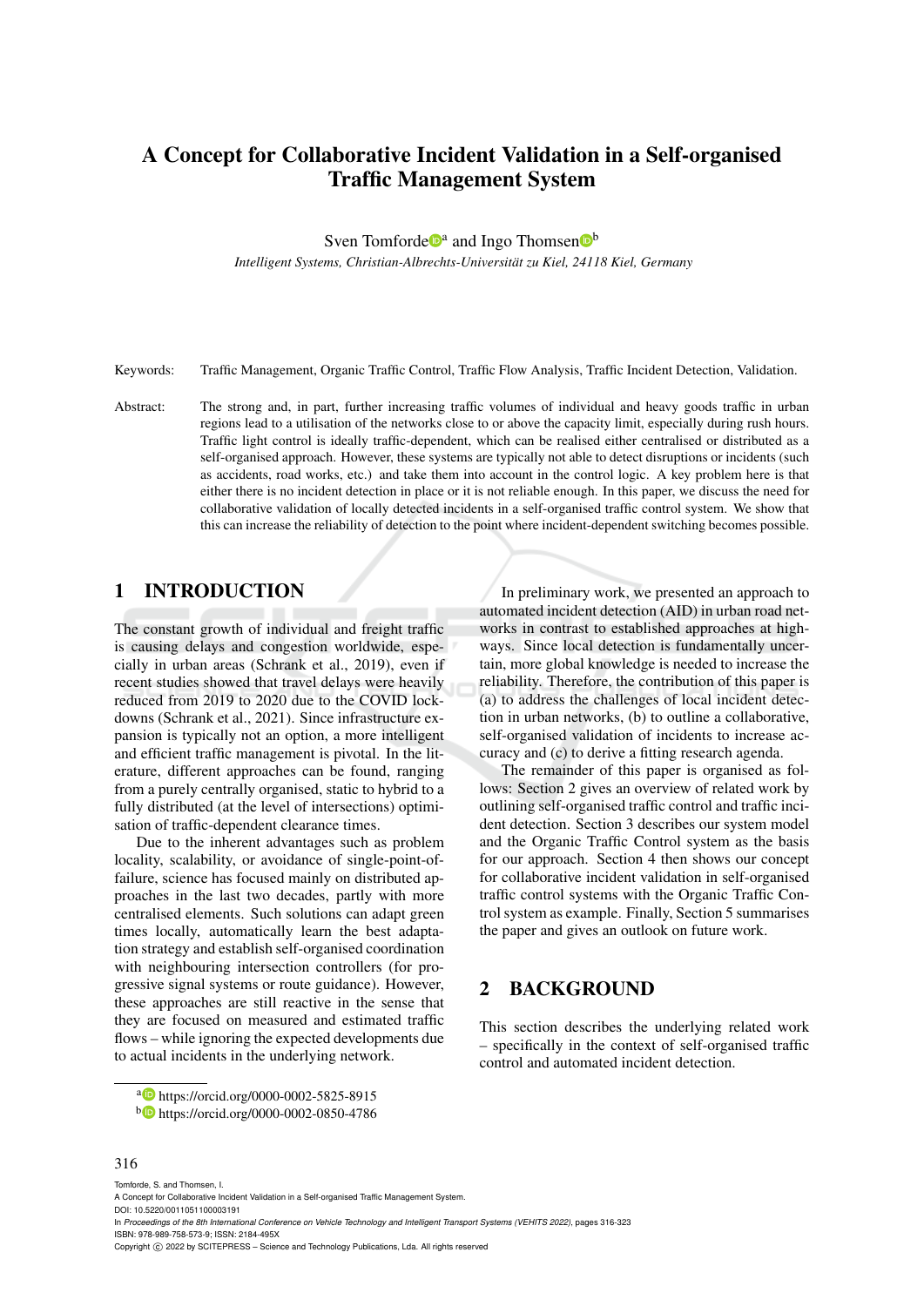# A Concept for Collaborative Incident Validation in a Self-organised Traffic Management System

Sven Tomforde[a] and Ingo Thomsen[b]

*Intelligent Systems, Christian-Albrechts-Universität zu Kiel, 24118 Kiel, Germany*

Keywords: Traffic Management, Organic Traffic Control, Traffic Flow Analysis, Traffic Incident Detection, Validation.

Abstract: The strong and, in part, further increasing traffic volumes of individual and heavy goods traffic in urban regions lead to a utilisation of the networks close to or above the capacity limit, especially during rush hours. Traffic light control is ideally traffic-dependent, which can be realised either centralised or distributed as a self-organised approach. However, these systems are typically not able to detect disruptions or incidents (such as accidents, road works, etc.) and take them into account in the control logic. A key problem here is that either there is no incident detection in place or it is not reliable enough. In this paper, we discuss the need for collaborative validation of locally detected incidents in a self-organised traffic control system. We show that this can increase the reliability of detection to the point where incident-dependent switching becomes possible.

## 1 INTRODUCTION

The constant growth of individual and freight traffic is causing delays and congestion worldwide, especially in urban areas (Schrank et al., 2019), even if recent studies showed that travel delays were heavily reduced from 2019 to 2020 due to the COVID lockdowns (Schrank et al., 2021). Since infrastructure expansion is typically not an option, a more intelligent and efficient traffic management is pivotal. In the literature, different approaches can be found, ranging from a purely centrally organised, static to hybrid to a fully distributed (at the level of intersections) optimisation of traffic-dependent clearance times.

Due to the inherent advantages such as problem locality, scalability, or avoidance of single-point-of-failure, science has focused mainly on distributed approaches in the last two decades, partly with more centralised elements. Such solutions can adapt green times locally, automatically learn the best adaptation strategy and establish self-organised coordination with neighbouring intersection controllers (for progressive signal systems or route guidance). However, these approaches are still reactive in the sense that they are focused on measured and estimated traffic flows – while ignoring the expected developments due to actual incidents in the underlying network.

In preliminary work, we presented an approach to automated incident detection (AID) in urban road networks in contrast to established approaches at highways. Since local detection is fundamentally uncertain, more global knowledge is needed to increase the reliability. Therefore, the contribution of this paper is (a) to address the challenges of local incident detection in urban networks, (b) to outline a collaborative, self-organised validation of incidents to increase accuracy and (c) to derive a fitting research agenda.

The remainder of this paper is organised as follows: Section 2 gives an overview of related work by outlining self-organised traffic control and traffic incident detection. Section 3 describes our system model and the Organic Traffic Control system as the basis for our approach. Section 4 then shows our concept for collaborative incident validation in self-organised traffic control systems with the Organic Traffic Control system as example. Finally, Section 5 summarises the paper and gives an outlook on future work.

## 2 BACKGROUND

This section describes the underlying related work – specifically in the context of self-organised traffic control and automated incident detection.

[a] https://orcid.org/0000-0002-5825-8915
[b] https://orcid.org/0000-0002-0850-4786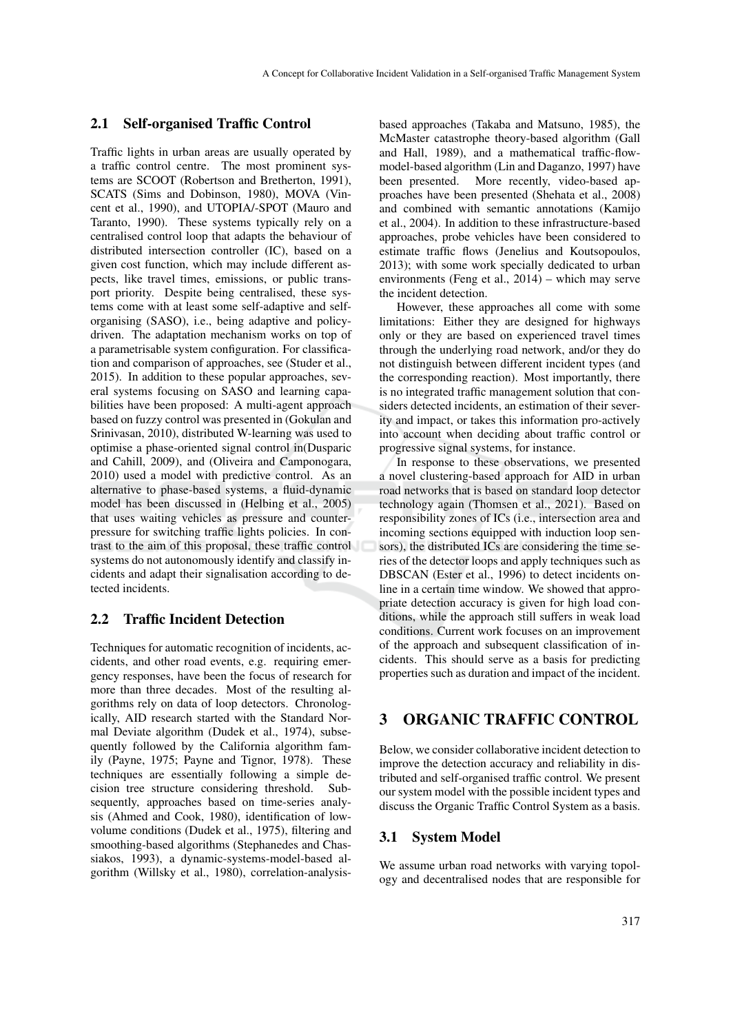## 2.1 Self-organised Traffic Control

Traffic lights in urban areas are usually operated by a traffic control centre. The most prominent systems are SCOOT (Robertson and Bretherton, 1991), SCATS (Sims and Dobinson, 1980), MOVA (Vincent et al., 1990), and UTOPIA/-SPOT (Mauro and Taranto, 1990). These systems typically rely on a centralised control loop that adapts the behaviour of distributed intersection controller (IC), based on a given cost function, which may include different aspects, like travel times, emissions, or public transport priority. Despite being centralised, these systems come with at least some self-adaptive and self-organising (SASO), i.e., being adaptive and policy-driven. The adaptation mechanism works on top of a parametrisable system configuration. For classification and comparison of approaches, see (Studer et al., 2015). In addition to these popular approaches, several systems focusing on SASO and learning capabilities have been proposed: A multi-agent approach based on fuzzy control was presented in (Gokulan and Srinivasan, 2010), distributed W-learning was used to optimise a phase-oriented signal control in(Dusparic and Cahill, 2009), and (Oliveira and Camponogara, 2010) used a model with predictive control. As an alternative to phase-based systems, a fluid-dynamic model has been discussed in (Helbing et al., 2005) that uses waiting vehicles as pressure and counter-pressure for switching traffic lights policies. In contrast to the aim of this proposal, these traffic control systems do not autonomously identify and classify incidents and adapt their signalisation according to detected incidents.

## 2.2 Traffic Incident Detection

Techniques for automatic recognition of incidents, accidents, and other road events, e.g. requiring emergency responses, have been the focus of research for more than three decades. Most of the resulting algorithms rely on data of loop detectors. Chronologically, AID research started with the Standard Normal Deviate algorithm (Dudek et al., 1974), subsequently followed by the California algorithm family (Payne, 1975; Payne and Tignor, 1978). These techniques are essentially following a simple decision tree structure considering threshold. Subsequently, approaches based on time-series analysis (Ahmed and Cook, 1980), identification of low-volume conditions (Dudek et al., 1975), filtering and smoothing-based algorithms (Stephanedes and Chassiakos, 1993), a dynamic-systems-model-based algorithm (Willsky et al., 1980), correlation-analysis-based approaches (Takaba and Matsuno, 1985), the McMaster catastrophe theory-based algorithm (Gall and Hall, 1989), and a mathematical traffic-flow-model-based algorithm (Lin and Daganzo, 1997) have been presented. More recently, video-based approaches have been presented (Shehata et al., 2008) and combined with semantic annotations (Kamijo et al., 2004). In addition to these infrastructure-based approaches, probe vehicles have been considered to estimate traffic flows (Jenelius and Koutsopoulos, 2013); with some work specially dedicated to urban environments (Feng et al., 2014) – which may serve the incident detection.

However, these approaches all come with some limitations: Either they are designed for highways only or they are based on experienced travel times through the underlying road network, and/or they do not distinguish between different incident types (and the corresponding reaction). Most importantly, there is no integrated traffic management solution that considers detected incidents, an estimation of their severity and impact, or takes this information pro-actively into account when deciding about traffic control or progressive signal systems, for instance.

In response to these observations, we presented a novel clustering-based approach for AID in urban road networks that is based on standard loop detector technology again (Thomsen et al., 2021). Based on responsibility zones of ICs (i.e., intersection area and incoming sections equipped with induction loop sensors), the distributed ICs are considering the time series of the detector loops and apply techniques such as DBSCAN (Ester et al., 1996) to detect incidents online in a certain time window. We showed that appropriate detection accuracy is given for high load conditions, while the approach still suffers in weak load conditions. Current work focuses on an improvement of the approach and subsequent classification of incidents. This should serve as a basis for predicting properties such as duration and impact of the incident.

# 3 ORGANIC TRAFFIC CONTROL

Below, we consider collaborative incident detection to improve the detection accuracy and reliability in distributed and self-organised traffic control. We present our system model with the possible incident types and discuss the Organic Traffic Control System as a basis.

## 3.1 System Model

We assume urban road networks with varying topology and decentralised nodes that are responsible for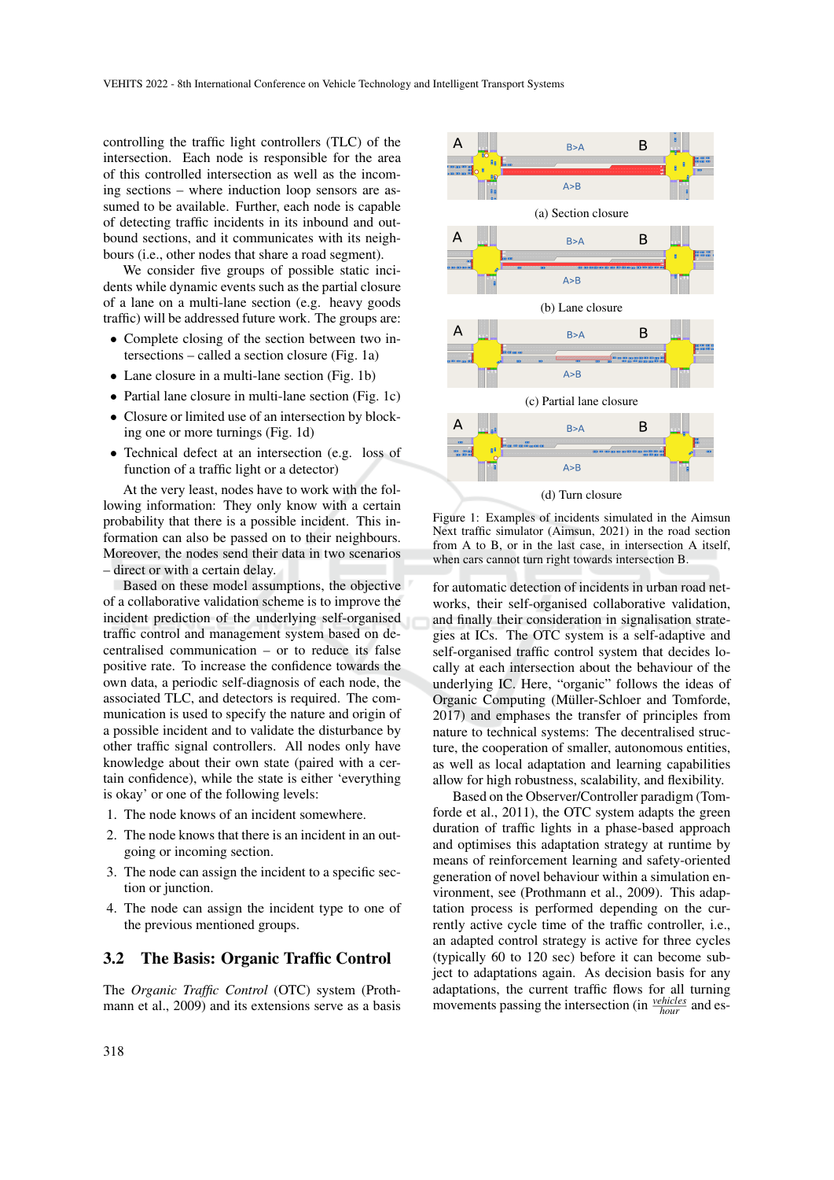controlling the traffic light controllers (TLC) of the intersection. Each node is responsible for the area of this controlled intersection as well as the incoming sections – where induction loop sensors are assumed to be available. Further, each node is capable of detecting traffic incidents in its inbound and outbound sections, and it communicates with its neighbours (i.e., other nodes that share a road segment).

We consider five groups of possible static incidents while dynamic events such as the partial closure of a lane on a multi-lane section (e.g. heavy goods traffic) will be addressed future work. The groups are:

- Complete closing of the section between two intersections – called a section closure (Fig. 1a)
- Lane closure in a multi-lane section (Fig. 1b)
- Partial lane closure in multi-lane section (Fig. 1c)
- Closure or limited use of an intersection by blocking one or more turnings (Fig. 1d)
- Technical defect at an intersection (e.g. loss of function of a traffic light or a detector)

At the very least, nodes have to work with the following information: They only know with a certain probability that there is a possible incident. This information can also be passed on to their neighbours. Moreover, the nodes send their data in two scenarios – direct or with a certain delay.

Based on these model assumptions, the objective of a collaborative validation scheme is to improve the incident prediction of the underlying self-organised traffic control and management system based on decentralised communication – or to reduce its false positive rate. To increase the confidence towards the own data, a periodic self-diagnosis of each node, the associated TLC, and detectors is required. The communication is used to specify the nature and origin of a possible incident and to validate the disturbance by other traffic signal controllers. All nodes only have knowledge about their own state (paired with a certain confidence), while the state is either 'everything is okay' or one of the following levels:

1. The node knows of an incident somewhere.
2. The node knows that there is an incident in an outgoing or incoming section.
3. The node can assign the incident to a specific section or junction.
4. The node can assign the incident type to one of the previous mentioned groups.

(a) Section closure

(b) Lane closure

(c) Partial lane closure

(d) Turn closure

Figure 1: Examples of incidents simulated in the Aimsun Next traffic simulator (Aimsun, 2021) in the road section from A to B, or in the last case, in intersection A itself, when cars cannot turn right towards intersection B.

## 3.2 The Basis: Organic Traffic Control

The *Organic Traffic Control* (OTC) system (Prothmann et al., 2009) and its extensions serve as a basis for automatic detection of incidents in urban road networks, their self-organised collaborative validation, and finally their consideration in signalisation strategies at ICs. The OTC system is a self-adaptive and self-organised traffic control system that decides locally at each intersection about the behaviour of the underlying IC. Here, "organic" follows the ideas of Organic Computing (Müller-Schloer and Tomforde, 2017) and emphases the transfer of principles from nature to technical systems: The decentralised structure, the cooperation of smaller, autonomous entities, as well as local adaptation and learning capabilities allow for high robustness, scalability, and flexibility.

Based on the Observer/Controller paradigm (Tomforde et al., 2011), the OTC system adapts the green duration of traffic lights in a phase-based approach and optimises this adaptation strategy at runtime by means of reinforcement learning and safety-oriented generation of novel behaviour within a simulation environment, see (Prothmann et al., 2009). This adaptation process is performed depending on the currently active cycle time of the traffic controller, i.e., an adapted control strategy is active for three cycles (typically 60 to 120 sec) before it can become subject to adaptations again. As decision basis for any adaptations, the current traffic flows for all turning movements passing the intersection (in $\frac{vehicles}{hour}$ and es-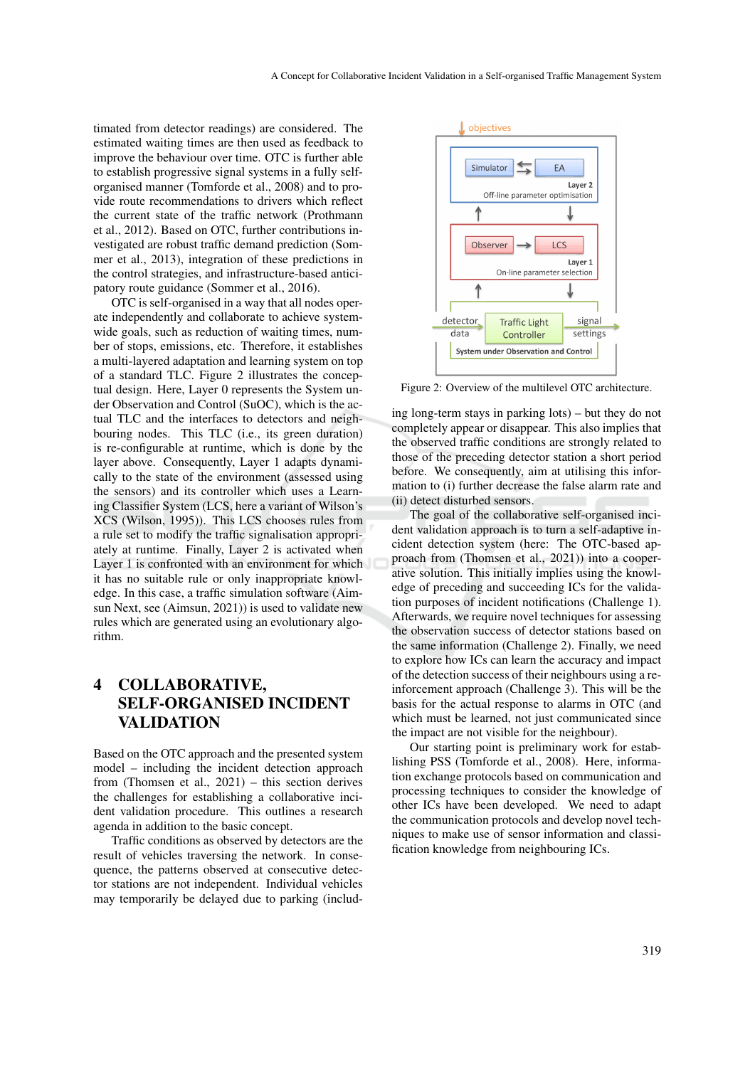timated from detector readings) are considered. The estimated waiting times are then used as feedback to improve the behaviour over time. OTC is further able to establish progressive signal systems in a fully self-organised manner (Tomforde et al., 2008) and to provide route recommendations to drivers which reflect the current state of the traffic network (Prothmann et al., 2012). Based on OTC, further contributions investigated are robust traffic demand prediction (Sommer et al., 2013), integration of these predictions in the control strategies, and infrastructure-based anticipatory route guidance (Sommer et al., 2016).

OTC is self-organised in a way that all nodes operate independently and collaborate to achieve system-wide goals, such as reduction of waiting times, number of stops, emissions, etc. Therefore, it establishes a multi-layered adaptation and learning system on top of a standard TLC. Figure 2 illustrates the conceptual design. Here, Layer 0 represents the System under Observation and Control (SuOC), which is the actual TLC and the interfaces to detectors and neighbouring nodes. This TLC (i.e., its green duration) is re-configurable at runtime, which is done by the layer above. Consequently, Layer 1 adapts dynamically to the state of the environment (assessed using the sensors) and its controller which uses a Learning Classifier System (LCS, here a variant of Wilson's XCS (Wilson, 1995)). This LCS chooses rules from a rule set to modify the traffic signalisation appropriately at runtime. Finally, Layer 2 is activated when Layer 1 is confronted with an environment for which it has no suitable rule or only inappropriate knowledge. In this case, a traffic simulation software (Aimsun Next, see (Aimsun, 2021)) is used to validate new rules which are generated using an evolutionary algorithm.

Figure 2: Overview of the multilevel OTC architecture.

## 4 COLLABORATIVE, SELF-ORGANISED INCIDENT VALIDATION

Based on the OTC approach and the presented system model – including the incident detection approach from (Thomsen et al., 2021) – this section derives the challenges for establishing a collaborative incident validation procedure. This outlines a research agenda in addition to the basic concept.

Traffic conditions as observed by detectors are the result of vehicles traversing the network. In consequence, the patterns observed at consecutive detector stations are not independent. Individual vehicles may temporarily be delayed due to parking (including long-term stays in parking lots) – but they do not completely appear or disappear. This also implies that the observed traffic conditions are strongly related to those of the preceding detector station a short period before. We consequently, aim at utilising this information to (i) further decrease the false alarm rate and (ii) detect disturbed sensors.

The goal of the collaborative self-organised incident validation approach is to turn a self-adaptive incident detection system (here: The OTC-based approach from (Thomsen et al., 2021)) into a cooperative solution. This initially implies using the knowledge of preceding and succeeding ICs for the validation purposes of incident notifications (Challenge 1). Afterwards, we require novel techniques for assessing the observation success of detector stations based on the same information (Challenge 2). Finally, we need to explore how ICs can learn the accuracy and impact of the detection success of their neighbours using a reinforcement approach (Challenge 3). This will be the basis for the actual response to alarms in OTC (and which must be learned, not just communicated since the impact are not visible for the neighbour).

Our starting point is preliminary work for establishing PSS (Tomforde et al., 2008). Here, information exchange protocols based on communication and processing techniques to consider the knowledge of other ICs have been developed. We need to adapt the communication protocols and develop novel techniques to make use of sensor information and classification knowledge from neighbouring ICs.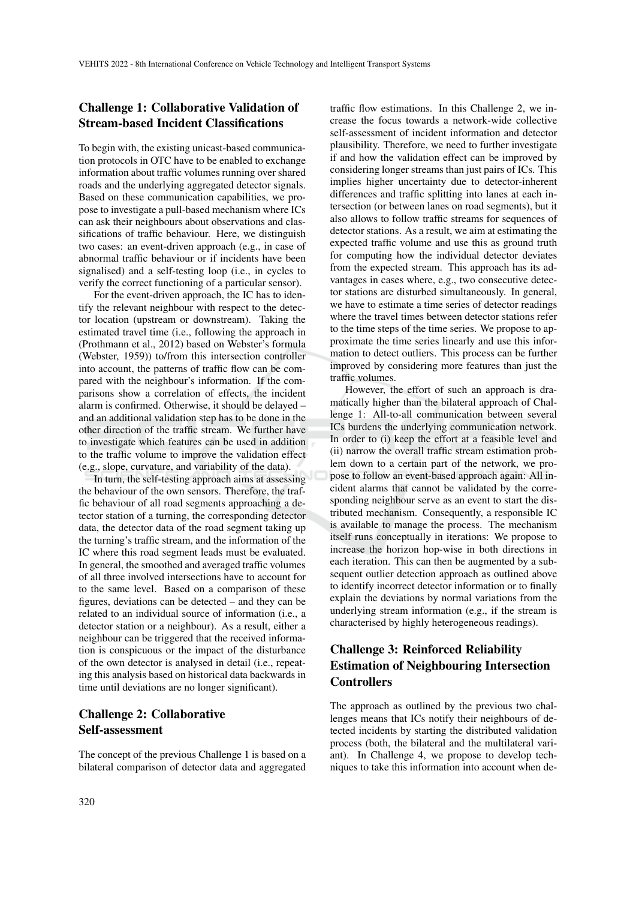## Challenge 1: Collaborative Validation of Stream-based Incident Classifications

To begin with, the existing unicast-based communication protocols in OTC have to be enabled to exchange information about traffic volumes running over shared roads and the underlying aggregated detector signals. Based on these communication capabilities, we propose to investigate a pull-based mechanism where ICs can ask their neighbours about observations and classifications of traffic behaviour. Here, we distinguish two cases: an event-driven approach (e.g., in case of abnormal traffic behaviour or if incidents have been signalised) and a self-testing loop (i.e., in cycles to verify the correct functioning of a particular sensor).

For the event-driven approach, the IC has to identify the relevant neighbour with respect to the detector location (upstream or downstream). Taking the estimated travel time (i.e., following the approach in (Prothmann et al., 2012) based on Webster's formula (Webster, 1959)) to/from this intersection controller into account, the patterns of traffic flow can be compared with the neighbour's information. If the comparisons show a correlation of effects, the incident alarm is confirmed. Otherwise, it should be delayed – and an additional validation step has to be done in the other direction of the traffic stream. We further have to investigate which features can be used in addition to the traffic volume to improve the validation effect (e.g., slope, curvature, and variability of the data).

In turn, the self-testing approach aims at assessing the behaviour of the own sensors. Therefore, the traffic behaviour of all road segments approaching a detector station of a turning, the corresponding detector data, the detector data of the road segment taking up the turning's traffic stream, and the information of the IC where this road segment leads must be evaluated. In general, the smoothed and averaged traffic volumes of all three involved intersections have to account for to the same level. Based on a comparison of these figures, deviations can be detected – and they can be related to an individual source of information (i.e., a detector station or a neighbour). As a result, either a neighbour can be triggered that the received information is conspicuous or the impact of the disturbance of the own detector is analysed in detail (i.e., repeating this analysis based on historical data backwards in time until deviations are no longer significant).

## Challenge 2: Collaborative Self-assessment

The concept of the previous Challenge 1 is based on a bilateral comparison of detector data and aggregated traffic flow estimations. In this Challenge 2, we increase the focus towards a network-wide collective self-assessment of incident information and detector plausibility. Therefore, we need to further investigate if and how the validation effect can be improved by considering longer streams than just pairs of ICs. This implies higher uncertainty due to detector-inherent differences and traffic splitting into lanes at each intersection (or between lanes on road segments), but it also allows to follow traffic streams for sequences of detector stations. As a result, we aim at estimating the expected traffic volume and use this as ground truth for computing how the individual detector deviates from the expected stream. This approach has its advantages in cases where, e.g., two consecutive detector stations are disturbed simultaneously. In general, we have to estimate a time series of detector readings where the travel times between detector stations refer to the time steps of the time series. We propose to approximate the time series linearly and use this information to detect outliers. This process can be further improved by considering more features than just the traffic volumes.

However, the effort of such an approach is dramatically higher than the bilateral approach of Challenge 1: All-to-all communication between several ICs burdens the underlying communication network. In order to (i) keep the effort at a feasible level and (ii) narrow the overall traffic stream estimation problem down to a certain part of the network, we propose to follow an event-based approach again: All incident alarms that cannot be validated by the corresponding neighbour serve as an event to start the distributed mechanism. Consequently, a responsible IC is available to manage the process. The mechanism itself runs conceptually in iterations: We propose to increase the horizon hop-wise in both directions in each iteration. This can then be augmented by a subsequent outlier detection approach as outlined above to identify incorrect detector information or to finally explain the deviations by normal variations from the underlying stream information (e.g., if the stream is characterised by highly heterogeneous readings).

## Challenge 3: Reinforced Reliability Estimation of Neighbouring Intersection Controllers

The approach as outlined by the previous two challenges means that ICs notify their neighbours of detected incidents by starting the distributed validation process (both, the bilateral and the multilateral variant). In Challenge 4, we propose to develop techniques to take this information into account when de-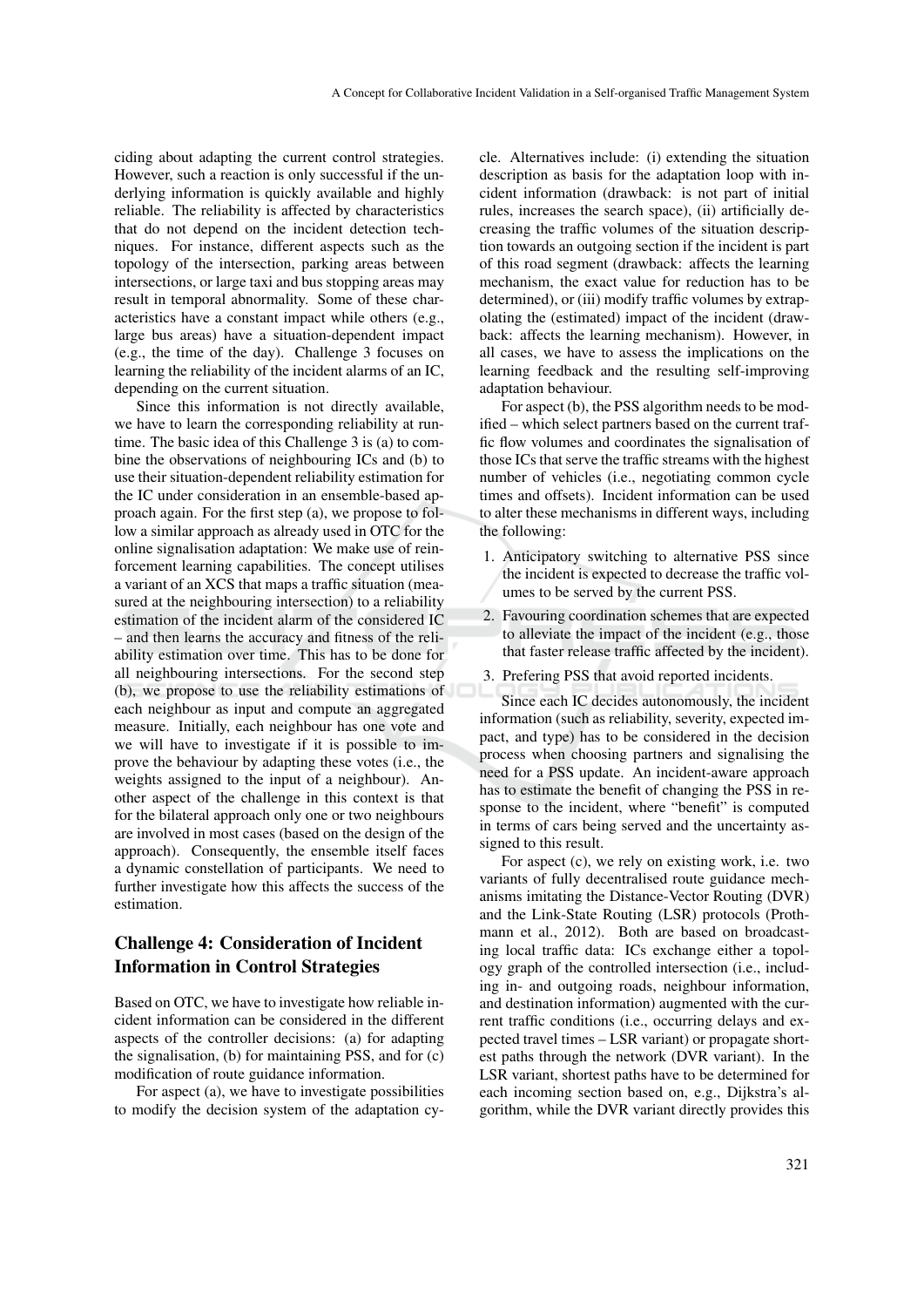ciding about adapting the current control strategies. However, such a reaction is only successful if the underlying information is quickly available and highly reliable. The reliability is affected by characteristics that do not depend on the incident detection techniques. For instance, different aspects such as the topology of the intersection, parking areas between intersections, or large taxi and bus stopping areas may result in temporal abnormality. Some of these characteristics have a constant impact while others (e.g., large bus areas) have a situation-dependent impact (e.g., the time of the day). Challenge 3 focuses on learning the reliability of the incident alarms of an IC, depending on the current situation.

Since this information is not directly available, we have to learn the corresponding reliability at runtime. The basic idea of this Challenge 3 is (a) to combine the observations of neighbouring ICs and (b) to use their situation-dependent reliability estimation for the IC under consideration in an ensemble-based approach again. For the first step (a), we propose to follow a similar approach as already used in OTC for the online signalisation adaptation: We make use of reinforcement learning capabilities. The concept utilises a variant of an XCS that maps a traffic situation (measured at the neighbouring intersection) to a reliability estimation of the incident alarm of the considered IC – and then learns the accuracy and fitness of the reliability estimation over time. This has to be done for all neighbouring intersections. For the second step (b), we propose to use the reliability estimations of each neighbour as input and compute an aggregated measure. Initially, each neighbour has one vote and we will have to investigate if it is possible to improve the behaviour by adapting these votes (i.e., the weights assigned to the input of a neighbour). Another aspect of the challenge in this context is that for the bilateral approach only one or two neighbours are involved in most cases (based on the design of the approach). Consequently, the ensemble itself faces a dynamic constellation of participants. We need to further investigate how this affects the success of the estimation.

## Challenge 4: Consideration of Incident Information in Control Strategies

Based on OTC, we have to investigate how reliable incident information can be considered in the different aspects of the controller decisions: (a) for adapting the signalisation, (b) for maintaining PSS, and for (c) modification of route guidance information.

For aspect (a), we have to investigate possibilities to modify the decision system of the adaptation cycle. Alternatives include: (i) extending the situation description as basis for the adaptation loop with incident information (drawback: is not part of initial rules, increases the search space), (ii) artificially decreasing the traffic volumes of the situation description towards an outgoing section if the incident is part of this road segment (drawback: affects the learning mechanism, the exact value for reduction has to be determined), or (iii) modify traffic volumes by extrapolating the (estimated) impact of the incident (drawback: affects the learning mechanism). However, in all cases, we have to assess the implications on the learning feedback and the resulting self-improving adaptation behaviour.

For aspect (b), the PSS algorithm needs to be modified – which select partners based on the current traffic flow volumes and coordinates the signalisation of those ICs that serve the traffic streams with the highest number of vehicles (i.e., negotiating common cycle times and offsets). Incident information can be used to alter these mechanisms in different ways, including the following:

1. Anticipatory switching to alternative PSS since the incident is expected to decrease the traffic volumes to be served by the current PSS.
2. Favouring coordination schemes that are expected to alleviate the impact of the incident (e.g., those that faster release traffic affected by the incident).
3. Prefering PSS that avoid reported incidents.

Since each IC decides autonomously, the incident information (such as reliability, severity, expected impact, and type) has to be considered in the decision process when choosing partners and signalising the need for a PSS update. An incident-aware approach has to estimate the benefit of changing the PSS in response to the incident, where "benefit" is computed in terms of cars being served and the uncertainty assigned to this result.

For aspect (c), we rely on existing work, i.e. two variants of fully decentralised route guidance mechanisms imitating the Distance-Vector Routing (DVR) and the Link-State Routing (LSR) protocols (Prothmann et al., 2012). Both are based on broadcasting local traffic data: ICs exchange either a topology graph of the controlled intersection (i.e., including in- and outgoing roads, neighbour information, and destination information) augmented with the current traffic conditions (i.e., occurring delays and expected travel times – LSR variant) or propagate shortest paths through the network (DVR variant). In the LSR variant, shortest paths have to be determined for each incoming section based on, e.g., Dijkstra's algorithm, while the DVR variant directly provides this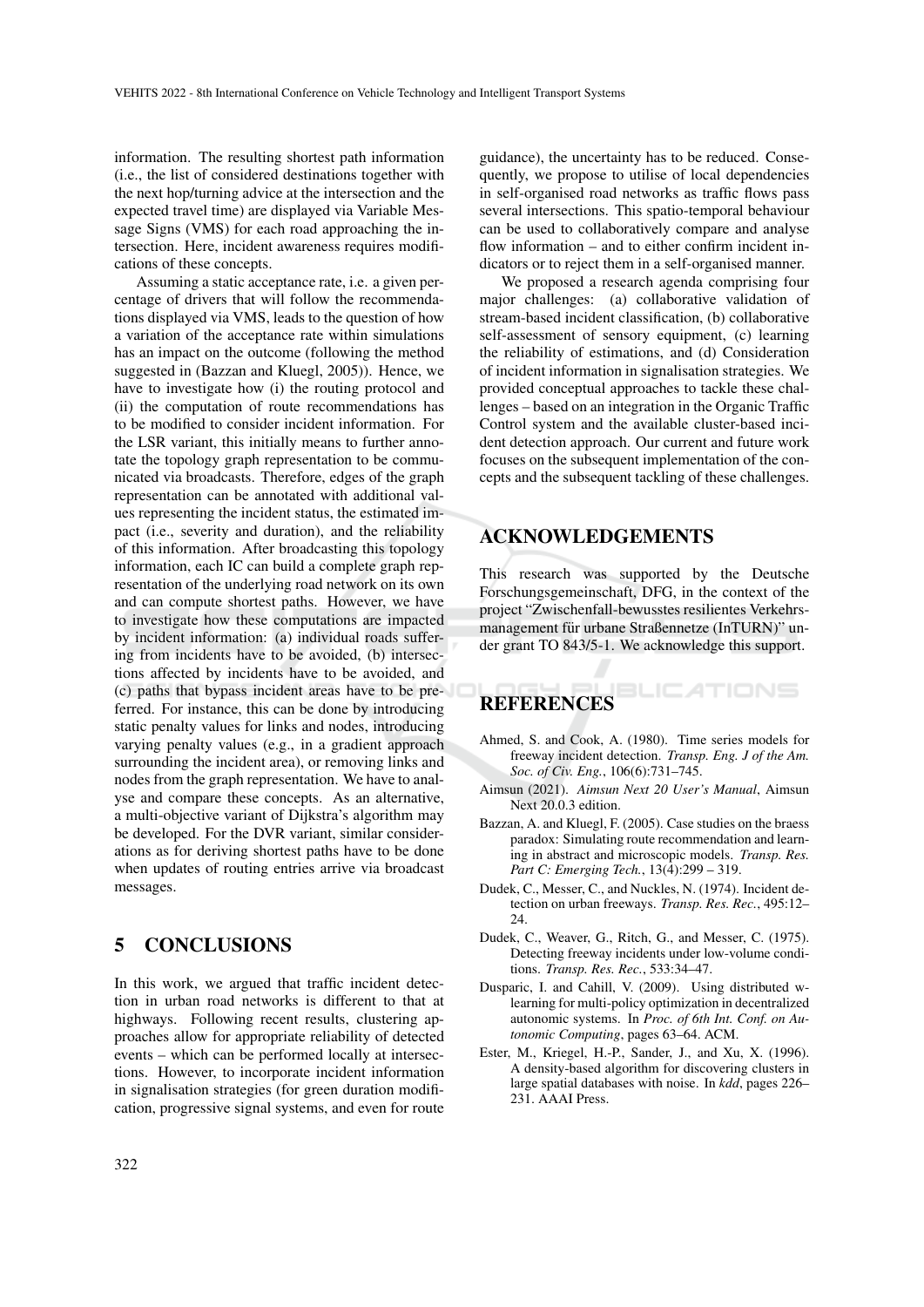information. The resulting shortest path information (i.e., the list of considered destinations together with the next hop/turning advice at the intersection and the expected travel time) are displayed via Variable Message Signs (VMS) for each road approaching the intersection. Here, incident awareness requires modifications of these concepts.

Assuming a static acceptance rate, i.e. a given percentage of drivers that will follow the recommendations displayed via VMS, leads to the question of how a variation of the acceptance rate within simulations has an impact on the outcome (following the method suggested in (Bazzan and Kluegl, 2005)). Hence, we have to investigate how (i) the routing protocol and (ii) the computation of route recommendations has to be modified to consider incident information. For the LSR variant, this initially means to further annotate the topology graph representation to be communicated via broadcasts. Therefore, edges of the graph representation can be annotated with additional values representing the incident status, the estimated impact (i.e., severity and duration), and the reliability of this information. After broadcasting this topology information, each IC can build a complete graph representation of the underlying road network on its own and can compute shortest paths. However, we have to investigate how these computations are impacted by incident information: (a) individual roads suffering from incidents have to be avoided, (b) intersections affected by incidents have to be avoided, and (c) paths that bypass incident areas have to be preferred. For instance, this can be done by introducing static penalty values for links and nodes, introducing varying penalty values (e.g., in a gradient approach surrounding the incident area), or removing links and nodes from the graph representation. We have to analyse and compare these concepts. As an alternative, a multi-objective variant of Dijkstra's algorithm may be developed. For the DVR variant, similar considerations as for deriving shortest paths have to be done when updates of routing entries arrive via broadcast messages.

## 5 CONCLUSIONS

In this work, we argued that traffic incident detection in urban road networks is different to that at highways. Following recent results, clustering approaches allow for appropriate reliability of detected events – which can be performed locally at intersections. However, to incorporate incident information in signalisation strategies (for green duration modification, progressive signal systems, and even for route guidance), the uncertainty has to be reduced. Consequently, we propose to utilise of local dependencies in self-organised road networks as traffic flows pass several intersections. This spatio-temporal behaviour can be used to collaboratively compare and analyse flow information – and to either confirm incident indicators or to reject them in a self-organised manner.

We proposed a research agenda comprising four major challenges: (a) collaborative validation of stream-based incident classification, (b) collaborative self-assessment of sensory equipment, (c) learning the reliability of estimations, and (d) Consideration of incident information in signalisation strategies. We provided conceptual approaches to tackle these challenges – based on an integration in the Organic Traffic Control system and the available cluster-based incident detection approach. Our current and future work focuses on the subsequent implementation of the concepts and the subsequent tackling of these challenges.

## ACKNOWLEDGEMENTS

This research was supported by the Deutsche Forschungsgemeinschaft, DFG, in the context of the project "Zwischenfall-bewusstes resilientes Verkehrsmanagement für urbane Straßennetze (InTURN)" under grant TO 843/5-1. We acknowledge this support.

## REFERENCES

Ahmed, S. and Cook, A. (1980). Time series models for freeway incident detection. *Transp. Eng. J of the Am. Soc. of Civ. Eng.*, 106(6):731–745.

Aimsun (2021). *Aimsun Next 20 User's Manual*, Aimsun Next 20.0.3 edition.

Bazzan, A. and Kluegl, F. (2005). Case studies on the braess paradox: Simulating route recommendation and learning in abstract and microscopic models. *Transp. Res. Part C: Emerging Tech.*, 13(4):299 – 319.

Dudek, C., Messer, C., and Nuckles, N. (1974). Incident detection on urban freeways. *Transp. Res. Rec.*, 495:12–24.

Dudek, C., Weaver, G., Ritch, G., and Messer, C. (1975). Detecting freeway incidents under low-volume conditions. *Transp. Res. Rec.*, 533:34–47.

Dusparic, I. and Cahill, V. (2009). Using distributed w-learning for multi-policy optimization in decentralized autonomic systems. In *Proc. of 6th Int. Conf. on Autonomic Computing*, pages 63–64. ACM.

Ester, M., Kriegel, H.-P., Sander, J., and Xu, X. (1996). A density-based algorithm for discovering clusters in large spatial databases with noise. In *kdd*, pages 226–231. AAAI Press.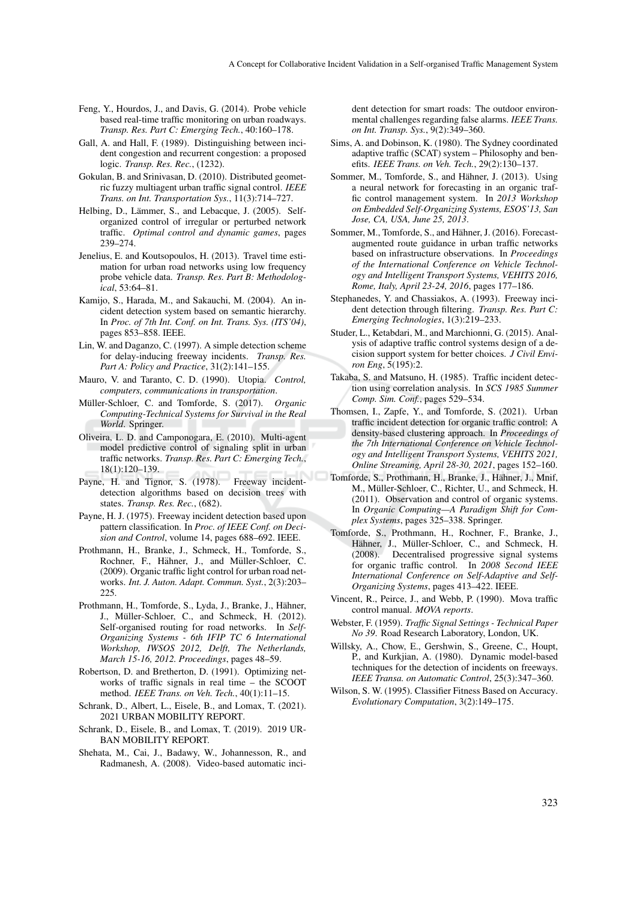Feng, Y., Hourdos, J., and Davis, G. (2014). Probe vehicle based real-time traffic monitoring on urban roadways. *Transp. Res. Part C: Emerging Tech.*, 40:160–178.

Gall, A. and Hall, F. (1989). Distinguishing between incident congestion and recurrent congestion: a proposed logic. *Transp. Res. Rec.*, (1232).

Gokulan, B. and Srinivasan, D. (2010). Distributed geometric fuzzy multiagent urban traffic signal control. *IEEE Trans. on Int. Transportation Sys.*, 11(3):714–727.

Helbing, D., Lämmer, S., and Lebacque, J. (2005). Self-organized control of irregular or perturbed network traffic. *Optimal control and dynamic games*, pages 239–274.

Jenelius, E. and Koutsopoulos, H. (2013). Travel time estimation for urban road networks using low frequency probe vehicle data. *Transp. Res. Part B: Methodological*, 53:64–81.

Kamijo, S., Harada, M., and Sakauchi, M. (2004). An incident detection system based on semantic hierarchy. In *Proc. of 7th Int. Conf. on Int. Trans. Sys. (ITS'04)*, pages 853–858. IEEE.

Lin, W. and Daganzo, C. (1997). A simple detection scheme for delay-inducing freeway incidents. *Transp. Res. Part A: Policy and Practice*, 31(2):141–155.

Mauro, V. and Taranto, C. D. (1990). Utopia. *Control, computers, communications in transportation*.

Müller-Schloer, C. and Tomforde, S. (2017). *Organic Computing-Technical Systems for Survival in the Real World*. Springer.

Oliveira, L. D. and Camponogara, E. (2010). Multi-agent model predictive control of signaling split in urban traffic networks. *Transp. Res. Part C: Emerging Tech.*, 18(1):120–139.

Payne, H. and Tignor, S. (1978). Freeway incident-detection algorithms based on decision trees with states. *Transp. Res. Rec.*, (682).

Payne, H. J. (1975). Freeway incident detection based upon pattern classification. In *Proc. of IEEE Conf. on Decision and Control*, volume 14, pages 688–692. IEEE.

Prothmann, H., Branke, J., Schmeck, H., Tomforde, S., Rochner, F., Hähner, J., and Müller-Schloer, C. (2009). Organic traffic light control for urban road networks. *Int. J. Auton. Adapt. Commun. Syst.*, 2(3):203–225.

Prothmann, H., Tomforde, S., Lyda, J., Branke, J., Hähner, J., Müller-Schloer, C., and Schmeck, H. (2012). Self-organised routing for road networks. In *Self-Organizing Systems - 6th IFIP TC 6 International Workshop, IWSOS 2012, Delft, The Netherlands, March 15-16, 2012. Proceedings*, pages 48–59.

Robertson, D. and Bretherton, D. (1991). Optimizing networks of traffic signals in real time – the SCOOT method. *IEEE Trans. on Veh. Tech.*, 40(1):11–15.

Schrank, D., Albert, L., Eisele, B., and Lomax, T. (2021). 2021 URBAN MOBILITY REPORT.

Schrank, D., Eisele, B., and Lomax, T. (2019). 2019 URBAN MOBILITY REPORT.

Shehata, M., Cai, J., Badawy, W., Johannesson, R., and Radmanesh, A. (2008). Video-based automatic incident detection for smart roads: The outdoor environmental challenges regarding false alarms. *IEEE Trans. on Int. Transp. Sys.*, 9(2):349–360.

Sims, A. and Dobinson, K. (1980). The Sydney coordinated adaptive traffic (SCAT) system – Philosophy and benefits. *IEEE Trans. on Veh. Tech.*, 29(2):130–137.

Sommer, M., Tomforde, S., and Hähner, J. (2013). Using a neural network for forecasting in an organic traffic control management system. In *2013 Workshop on Embedded Self-Organizing Systems, ESOS'13, San Jose, CA, USA, June 25, 2013*.

Sommer, M., Tomforde, S., and Hähner, J. (2016). Forecast-augmented route guidance in urban traffic networks based on infrastructure observations. In *Proceedings of the International Conference on Vehicle Technology and Intelligent Transport Systems, VEHITS 2016, Rome, Italy, April 23-24, 2016*, pages 177–186.

Stephanedes, Y. and Chassiakos, A. (1993). Freeway incident detection through filtering. *Transp. Res. Part C: Emerging Technologies*, 1(3):219–233.

Studer, L., Ketabdari, M., and Marchionni, G. (2015). Analysis of adaptive traffic control systems design of a decision support system for better choices. *J Civil Environ Eng*, 5(195):2.

Takaba, S. and Matsuno, H. (1985). Traffic incident detection using correlation analysis. In *SCS 1985 Summer Comp. Sim. Conf.*, pages 529–534.

Thomsen, I., Zapfe, Y., and Tomforde, S. (2021). Urban traffic incident detection for organic traffic control: A density-based clustering approach. In *Proceedings of the 7th International Conference on Vehicle Technology and Intelligent Transport Systems, VEHITS 2021, Online Streaming, April 28-30, 2021*, pages 152–160.

Tomforde, S., Prothmann, H., Branke, J., Hähner, J., Mnif, M., Müller-Schloer, C., Richter, U., and Schmeck, H. (2011). Observation and control of organic systems. In *Organic Computing—A Paradigm Shift for Complex Systems*, pages 325–338. Springer.

Tomforde, S., Prothmann, H., Rochner, F., Branke, J., Hähner, J., Müller-Schloer, C., and Schmeck, H. (2008). Decentralised progressive signal systems for organic traffic control. In *2008 Second IEEE International Conference on Self-Adaptive and Self-Organizing Systems*, pages 413–422. IEEE.

Vincent, R., Peirce, J., and Webb, P. (1990). Mova traffic control manual. *MOVA reports*.

Webster, F. (1959). *Traffic Signal Settings - Technical Paper No 39*. Road Research Laboratory, London, UK.

Willsky, A., Chow, E., Gershwin, S., Greene, C., Houpt, P., and Kurkjian, A. (1980). Dynamic model-based techniques for the detection of incidents on freeways. *IEEE Transa. on Automatic Control*, 25(3):347–360.

Wilson, S. W. (1995). Classifier Fitness Based on Accuracy. *Evolutionary Computation*, 3(2):149–175.